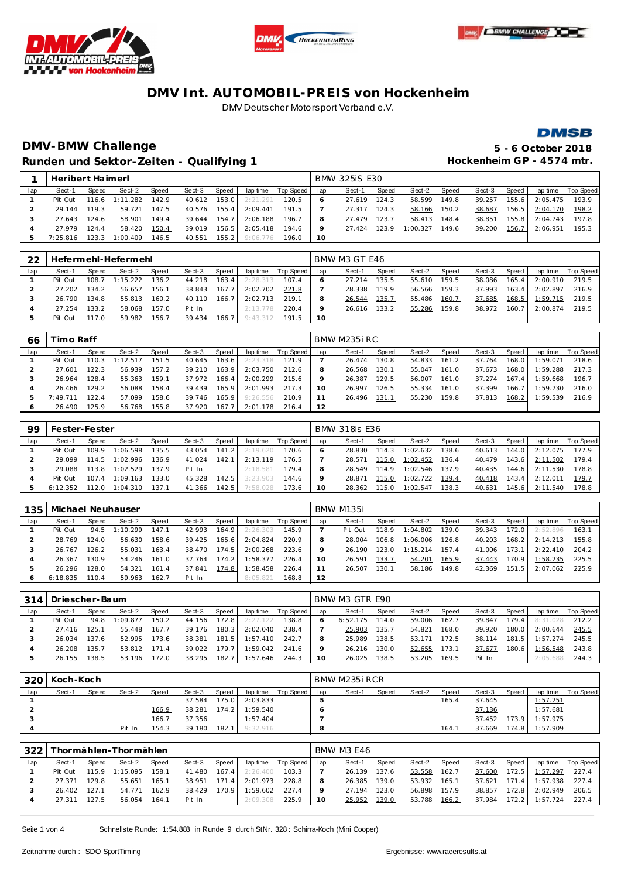# DMV Int. AUTOMOBIL-PREIS von Hockenheim

DMV Deutscher Motorsport Verband e.V.

## DMV-BMW Challenge

**5 - 6 October 2018**

### Runden und Sektor-Zeiten - Qualifying 1

**Hockenheim GP - 4574 mtr.**

| 1 | Heribert Haimerl | | | | | | | | BMW 325iS E30 | | | | | | | | |
|---|---|---|---|---|---|---|---|---|---|---|---|---|---|---|---|---|---|
| lap | Sect-1 | Speed | Sect-2 | Speed | Sect-3 | Speed | lap time | Top Speed | lap | Sect-1 | Speed | Sect-2 | Speed | Sect-3 | Speed | lap time | Top Speed |
| 1 | Pit Out | 116.6 | 1:11.282 | 142.9 | 40.612 | 153.0 | 2:21.291 | 120.5 | 6 | 27.619 | 124.3 | 58.599 | 149.8 | 39.257 | 155.6 | 2:05.475 | 193.9 |
| 2 | 29.144 | 119.3 | 59.721 | 147.5 | 40.576 | 155.4 | 2:09.441 | 191.5 | 7 | 27.317 | 124.3 | 58.166 | 150.2 | 38.687 | 156.5 | 2:04.170 | 198.2 |
| 3 | 27.643 | 124.6 | 58.901 | 149.4 | 39.644 | 154.7 | 2:06.188 | 196.7 | 8 | 27.479 | 123.7 | 58.413 | 148.4 | 38.851 | 155.8 | 2:04.743 | 197.8 |
| 4 | 27.979 | 124.4 | 58.420 | 150.4 | 39.019 | 156.5 | 2:05.418 | 194.6 | 9 | 27.424 | 123.9 | 1:00.327 | 149.6 | 39.200 | 156.7 | 2:06.951 | 195.3 |
| 5 | 7:25.816 | 123.3 | 1:00.409 | 146.5 | 40.551 | 155.2 | 9:06.776 | 196.0 | 10 | | | | | | | | |

| 22 | Hefermehl-Hefermehl | | | | | | | | BMW M3 GT E46 | | | | | | | | |
|---|---|---|---|---|---|---|---|---|---|---|---|---|---|---|---|---|---|
| lap | Sect-1 | Speed | Sect-2 | Speed | Sect-3 | Speed | lap time | Top Speed | lap | Sect-1 | Speed | Sect-2 | Speed | Sect-3 | Speed | lap time | Top Speed |
| 1 | Pit Out | 108.7 | 1:15.222 | 136.2 | 44.218 | 163.4 | 2:28.313 | 107.4 | 6 | 27.214 | 135.5 | 55.610 | 159.5 | 38.086 | 165.4 | 2:00.910 | 219.5 |
| 2 | 27.202 | 134.2 | 56.657 | 156.1 | 38.843 | 167.7 | 2:02.702 | 221.8 | 7 | 28.338 | 119.9 | 56.566 | 159.3 | 37.993 | 163.4 | 2:02.897 | 216.9 |
| 3 | 26.790 | 134.8 | 55.813 | 160.2 | 40.110 | 166.7 | 2:02.713 | 219.1 | 8 | 26.544 | 135.7 | 55.486 | 160.7 | 37.685 | 168.5 | 1:59.715 | 219.5 |
| 4 | 27.254 | 133.2 | 58.068 | 157.0 | Pit In | | 2:13.778 | 220.4 | 9 | 26.616 | 133.2 | 55.286 | 159.8 | 38.972 | 160.7 | 2:00.874 | 219.5 |
| 5 | Pit Out | 117.0 | 59.982 | 156.7 | 39.434 | 166.7 | 9:43.312 | 191.5 | 10 | | | | | | | | |

| 66 | Timo Raff | | | | | | | | BMW M235i RC | | | | | | | | |
|---|---|---|---|---|---|---|---|---|---|---|---|---|---|---|---|---|---|
| lap | Sect-1 | Speed | Sect-2 | Speed | Sect-3 | Speed | lap time | Top Speed | lap | Sect-1 | Speed | Sect-2 | Speed | Sect-3 | Speed | lap time | Top Speed |
| 1 | Pit Out | 110.3 | 1:12.517 | 151.5 | 40.645 | 163.6 | 2:23.318 | 121.9 | 7 | 26.474 | 130.8 | 54.833 | 161.2 | 37.764 | 168.0 | 1:59.071 | 218.6 |
| 2 | 27.601 | 122.3 | 56.939 | 157.2 | 39.210 | 163.9 | 2:03.750 | 212.6 | 8 | 26.568 | 130.1 | 55.047 | 161.0 | 37.673 | 168.0 | 1:59.288 | 217.3 |
| 3 | 26.964 | 128.4 | 55.363 | 159.1 | 37.972 | 166.4 | 2:00.299 | 215.6 | 9 | 26.387 | 129.5 | 56.007 | 161.0 | 37.274 | 167.4 | 1:59.668 | 196.7 |
| 4 | 26.466 | 129.2 | 56.088 | 158.4 | 39.439 | 165.9 | 2:01.993 | 217.3 | 10 | 26.997 | 126.5 | 55.334 | 161.0 | 37.399 | 166.7 | 1:59.730 | 216.0 |
| 5 | 7:49.711 | 122.4 | 57.099 | 158.6 | 39.746 | 165.9 | 9:26.556 | 210.9 | 11 | 26.496 | 131.1 | 55.230 | 159.8 | 37.813 | 168.2 | 1:59.539 | 216.9 |
| 6 | 26.490 | 125.9 | 56.768 | 155.8 | 37.920 | 167.7 | 2:01.178 | 216.4 | 12 | | | | | | | | |

| 99 | Fester-Fester | | | | | | | | BMW 318is E36 | | | | | | | | |
|---|---|---|---|---|---|---|---|---|---|---|---|---|---|---|---|---|---|
| lap | Sect-1 | Speed | Sect-2 | Speed | Sect-3 | Speed | lap time | Top Speed | lap | Sect-1 | Speed | Sect-2 | Speed | Sect-3 | Speed | lap time | Top Speed |
| 1 | Pit Out | 109.9 | 1:06.598 | 135.5 | 43.054 | 141.2 | 2:19.620 | 170.6 | 6 | 28.830 | 114.3 | 1:02.632 | 138.6 | 40.613 | 144.0 | 2:12.075 | 177.9 |
| 2 | 29.099 | 114.5 | 1:02.996 | 136.9 | 41.024 | 142.1 | 2:13.119 | 176.5 | 7 | 28.571 | 115.0 | 1:02.452 | 136.4 | 40.479 | 143.6 | 2:11.502 | 179.4 |
| 3 | 29.088 | 113.8 | 1:02.529 | 137.9 | Pit In | | 2:18.581 | 179.4 | 8 | 28.549 | 114.9 | 1:02.546 | 137.9 | 40.435 | 144.6 | 2:11.530 | 178.8 |
| 4 | Pit Out | 107.4 | 1:09.163 | 133.0 | 45.328 | 142.5 | 3:23.903 | 144.6 | 9 | 28.871 | 115.0 | 1:02.722 | 139.4 | 40.418 | 143.4 | 2:12.011 | 179.7 |
| 5 | 6:12.352 | 112.0 | 1:04.310 | 137.1 | 41.366 | 142.5 | 7:58.028 | 173.6 | 10 | 28.362 | 115.0 | 1:02.547 | 138.3 | 40.631 | 145.6 | 2:11.540 | 178.8 |

| 135 | Michael Neuhauser | | | | | | | | BMW M135i | | | | | | | | |
|---|---|---|---|---|---|---|---|---|---|---|---|---|---|---|---|---|---|
| lap | Sect-1 | Speed | Sect-2 | Speed | Sect-3 | Speed | lap time | Top Speed | lap | Sect-1 | Speed | Sect-2 | Speed | Sect-3 | Speed | lap time | Top Speed |
| 1 | Pit Out | 94.5 | 1:10.299 | 147.1 | 42.993 | 164.9 | 2:26.303 | 145.9 | 7 | Pit Out | 118.9 | 1:04.802 | 139.0 | 39.343 | 172.0 | 2:52.896 | 163.1 |
| 2 | 28.769 | 124.0 | 56.630 | 158.6 | 39.425 | 165.6 | 2:04.824 | 220.9 | 8 | 28.004 | 106.8 | 1:06.006 | 126.8 | 40.203 | 168.2 | 2:14.213 | 155.8 |
| 3 | 26.767 | 126.2 | 55.031 | 163.4 | 38.470 | 174.5 | 2:00.268 | 223.6 | 9 | 26.190 | 123.0 | 1:15.214 | 157.4 | 41.006 | 173.1 | 2:22.410 | 204.2 |
| 4 | 26.367 | 130.9 | 54.246 | 161.0 | 37.764 | 174.2 | 1:58.377 | 226.4 | 10 | 26.591 | 133.7 | 54.201 | 165.9 | 37.443 | 170.9 | 1:58.235 | 225.5 |
| 5 | 26.296 | 128.0 | 54.321 | 161.4 | 37.841 | 174.8 | 1:58.458 | 226.4 | 11 | 26.507 | 130.1 | 58.186 | 149.8 | 42.369 | 151.5 | 2:07.062 | 225.9 |
| 6 | 6:18.835 | 110.4 | 59.963 | 162.7 | Pit In | | 8:05.821 | 168.8 | 12 | | | | | | | | |

| 314 | Driescher-Baum | | | | | | | | BMW M3 GTR E90 | | | | | | | | |
|---|---|---|---|---|---|---|---|---|---|---|---|---|---|---|---|---|---|
| lap | Sect-1 | Speed | Sect-2 | Speed | Sect-3 | Speed | lap time | Top Speed | lap | Sect-1 | Speed | Sect-2 | Speed | Sect-3 | Speed | lap time | Top Speed |
| 1 | Pit Out | 94.8 | 1:09.877 | 150.2 | 44.156 | 172.8 | 2:27.122 | 138.8 | 6 | 6:52.175 | 114.0 | 59.006 | 162.7 | 39.847 | 179.4 | 8:31.028 | 212.2 |
| 2 | 27.416 | 125.1 | 55.448 | 167.7 | 39.176 | 180.3 | 2:02.040 | 238.4 | 7 | 25.903 | 135.7 | 54.821 | 168.0 | 39.920 | 180.0 | 2:00.644 | 245.5 |
| 3 | 26.034 | 137.6 | 52.995 | 173.6 | 38.381 | 181.5 | 1:57.410 | 242.7 | 8 | 25.989 | 138.5 | 53.171 | 172.5 | 38.114 | 181.5 | 1:57.274 | 245.5 |
| 4 | 26.208 | 135.7 | 53.812 | 171.4 | 39.022 | 179.7 | 1:59.042 | 241.6 | 9 | 26.216 | 130.0 | 52.655 | 173.1 | 37.677 | 180.6 | 1:56.548 | 243.8 |
| 5 | 26.155 | 138.5 | 53.196 | 172.0 | 38.295 | 182.7 | 1:57.646 | 244.3 | 10 | 26.025 | 138.5 | 53.205 | 169.5 | Pit In | | 2:05.688 | 244.3 |

| 320 | Koch-Koch | | | | | | | | BMW M235i RCR | | | | | | | | |
|---|---|---|---|---|---|---|---|---|---|---|---|---|---|---|---|---|---|
| lap | Sect-1 | Speed | Sect-2 | Speed | Sect-3 | Speed | lap time | Top Speed | lap | Sect-1 | Speed | Sect-2 | Speed | Sect-3 | Speed | lap time | Top Speed |
| 1 | | | | | 37.584 | 175.0 | 2:03.833 | | 5 | | | | 165.4 | 37.645 | | 1:57.251 | |
| 2 | | | | 166.9 | 38.281 | 174.2 | 1:59.540 | | 6 | | | | | 37.136 | | 1:57.681 | |
| 3 | | | | 166.7 | 37.356 | | 1:57.404 | | 7 | | | | | 37.452 | 173.9 | 1:57.975 | |
| 4 | | | Pit In | 154.3 | 39.180 | 182.1 | 9:32.916 | | 8 | | | | 164.1 | 37.669 | 174.8 | 1:57.909 | |

| 322 | Thormählen-Thormählen | | | | | | | | BMW M3 E46 | | | | | | | | |
|---|---|---|---|---|---|---|---|---|---|---|---|---|---|---|---|---|---|
| lap | Sect-1 | Speed | Sect-2 | Speed | Sect-3 | Speed | lap time | Top Speed | lap | Sect-1 | Speed | Sect-2 | Speed | Sect-3 | Speed | lap time | Top Speed |
| 1 | Pit Out | 115.9 | 1:15.095 | 158.1 | 41.480 | 167.4 | 2:26.400 | 103.3 | 7 | 26.139 | 137.6 | 53.558 | 162.7 | 37.600 | 172.5 | 1:57.297 | 227.4 |
| 2 | 27.371 | 129.8 | 55.651 | 165.1 | 38.951 | 171.4 | 2:01.973 | 228.8 | 8 | 26.385 | 139.0 | 53.932 | 165.1 | 37.621 | 171.4 | 1:57.938 | 227.4 |
| 3 | 26.402 | 127.1 | 54.771 | 162.9 | 38.429 | 170.9 | 1:59.602 | 227.4 | 9 | 27.194 | 123.0 | 56.898 | 157.9 | 38.857 | 172.8 | 2:02.949 | 206.5 |
| 4 | 27.311 | 127.5 | 56.054 | 164.1 | Pit In | | 2:09.308 | 225.9 | 10 | 25.952 | 139.0 | 53.788 | 166.2 | 37.984 | 172.2 | 1:57.724 | 227.4 |

Schnellste Runde: 1:54.888 in Runde 9 durch StNr. 328 : Schirra-Koch (Mini Cooper)

Zeitnahme durch : SDO SportTiming

Ergebnisse: www.raceresults.at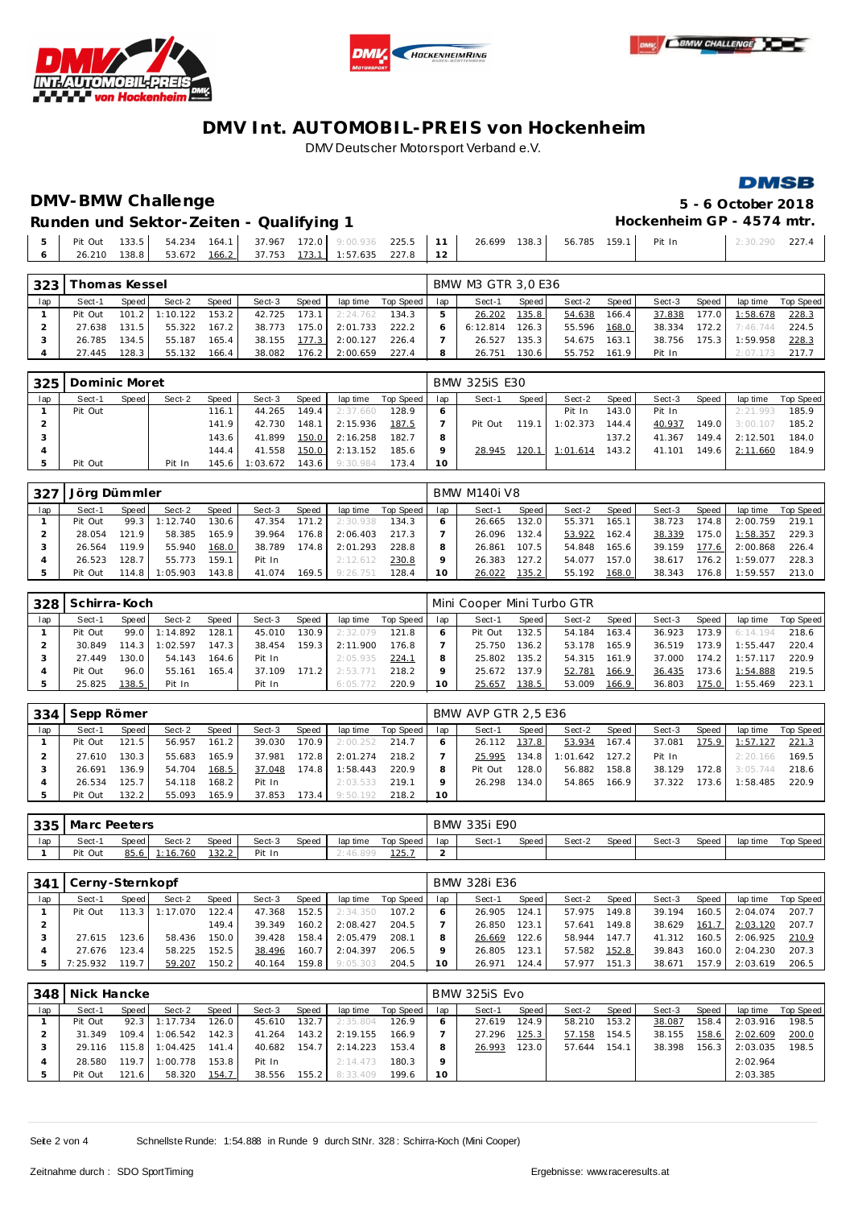# DMV Int. AUTOMOBIL-PREIS von Hockenheim

DMV Deutscher Motorsport Verband e.V.

## DMV-BMW Challenge

**5 - 6 October 2018**

### Runden und Sektor-Zeiten - Qualifying 1

**Hockenheim GP - 4574 mtr.**

| lap | Sect-1 | Speed | Sect-2 | Speed | Sect-3 | Speed | lap time | Top Speed | lap | Sect-1 | Speed | Sect-2 | Speed | Sect-3 | Speed | lap time | Top Speed |
|---|---|---|---|---|---|---|---|---|---|---|---|---|---|---|---|---|---|
| 5 | Pit Out | 133.5 | 54.234 | 164.1 | 37.967 | 172.0 | 9:00.936 | 225.5 | 11 | 26.699 | 138.3 | 56.785 | 159.1 | Pit In | | 2:30.290 | 227.4 |
| 6 | 26.210 | 138.8 | 53.672 | 166.2 | 37.753 | 173.1 | 1:57.635 | 227.8 | 12 | | | | | | | | |

**323 Thomas Kessel** — BMW M3 GTR 3,0 E36

| lap | Sect-1 | Speed | Sect-2 | Speed | Sect-3 | Speed | lap time | Top Speed | lap | Sect-1 | Speed | Sect-2 | Speed | Sect-3 | Speed | lap time | Top Speed |
|---|---|---|---|---|---|---|---|---|---|---|---|---|---|---|---|---|---|
| 1 | Pit Out | 101.2 | 1:10.122 | 153.2 | 42.725 | 173.1 | 2:24.762 | 134.3 | 5 | 26.202 | 135.8 | 54.638 | 166.4 | 37.838 | 177.0 | 1:58.678 | 228.3 |
| 2 | 27.638 | 131.5 | 55.322 | 167.2 | 38.773 | 175.0 | 2:01.733 | 222.2 | 6 | 6:12.814 | 126.3 | 55.596 | 168.0 | 38.334 | 172.2 | 7:46.744 | 224.5 |
| 3 | 26.785 | 134.5 | 55.187 | 165.4 | 38.155 | 177.3 | 2:00.127 | 226.4 | 7 | 26.527 | 135.3 | 54.675 | 163.1 | 38.756 | 175.3 | 1:59.958 | 228.3 |
| 4 | 27.445 | 128.3 | 55.132 | 166.4 | 38.082 | 176.2 | 2:00.659 | 227.4 | 8 | 26.751 | 130.6 | 55.752 | 161.9 | Pit In | | 2:07.173 | 217.7 |

**325 Dominic Moret** — BMW 325iS E30

| lap | Sect-1 | Speed | Sect-2 | Speed | Sect-3 | Speed | lap time | Top Speed | lap | Sect-1 | Speed | Sect-2 | Speed | Sect-3 | Speed | lap time | Top Speed |
|---|---|---|---|---|---|---|---|---|---|---|---|---|---|---|---|---|---|
| 1 | Pit Out | | | 116.1 | 44.265 | 149.4 | 2:37.660 | 128.9 | 6 | | | Pit In | 143.0 | Pit In | | 2:21.993 | 185.9 |
| 2 | | | | 141.9 | 42.730 | 148.1 | 2:15.936 | 187.5 | 7 | Pit Out | 119.1 | 1:02.373 | 144.4 | 40.937 | 149.0 | 3:00.107 | 185.2 |
| 3 | | | | 143.6 | 41.899 | 150.0 | 2:16.258 | 182.7 | 8 | | | | 137.2 | 41.367 | 149.4 | 2:12.501 | 184.0 |
| 4 | | | | 144.4 | 41.558 | 150.0 | 2:13.152 | 185.6 | 9 | 28.945 | 120.1 | 1:01.614 | 143.2 | 41.101 | 149.6 | 2:11.660 | 184.9 |
| 5 | Pit Out | | Pit In | 145.6 | 1:03.672 | 143.6 | 9:30.984 | 173.4 | 10 | | | | | | | | |

**327 Jörg Dümmler** — BMW M140i V8

| lap | Sect-1 | Speed | Sect-2 | Speed | Sect-3 | Speed | lap time | Top Speed | lap | Sect-1 | Speed | Sect-2 | Speed | Sect-3 | Speed | lap time | Top Speed |
|---|---|---|---|---|---|---|---|---|---|---|---|---|---|---|---|---|---|
| 1 | Pit Out | 99.3 | 1:12.740 | 130.6 | 47.354 | 171.2 | 2:30.938 | 134.3 | 6 | 26.665 | 132.0 | 55.371 | 165.1 | 38.723 | 174.8 | 2:00.759 | 219.1 |
| 2 | 28.054 | 121.9 | 58.385 | 165.9 | 39.964 | 176.8 | 2:06.403 | 217.3 | 7 | 26.096 | 132.4 | 53.922 | 162.4 | 38.339 | 175.0 | 1:58.357 | 229.3 |
| 3 | 26.564 | 119.9 | 55.940 | 168.0 | 38.789 | 174.8 | 2:01.293 | 228.8 | 8 | 26.861 | 107.5 | 54.848 | 165.6 | 39.159 | 177.6 | 2:00.868 | 226.4 |
| 4 | 26.523 | 128.7 | 55.773 | 159.1 | Pit In | | 2:12.612 | 230.8 | 9 | 26.383 | 127.2 | 54.077 | 157.0 | 38.617 | 176.2 | 1:59.077 | 228.3 |
| 5 | Pit Out | 114.8 | 1:05.903 | 143.8 | 41.074 | 169.5 | 9:26.751 | 128.4 | 10 | 26.022 | 135.2 | 55.192 | 168.0 | 38.343 | 176.8 | 1:59.557 | 213.0 |

**328 Schirra-Koch** — Mini Cooper Mini Turbo GTR

| lap | Sect-1 | Speed | Sect-2 | Speed | Sect-3 | Speed | lap time | Top Speed | lap | Sect-1 | Speed | Sect-2 | Speed | Sect-3 | Speed | lap time | Top Speed |
|---|---|---|---|---|---|---|---|---|---|---|---|---|---|---|---|---|---|
| 1 | Pit Out | 99.0 | 1:14.892 | 128.1 | 45.010 | 130.9 | 2:32.079 | 121.8 | 6 | Pit Out | 132.5 | 54.184 | 163.4 | 36.923 | 173.9 | 6:14.194 | 218.6 |
| 2 | 30.849 | 114.3 | 1:02.597 | 147.3 | 38.454 | 159.3 | 2:11.900 | 176.8 | 7 | 25.750 | 136.2 | 53.178 | 165.9 | 36.519 | 173.9 | 1:55.447 | 220.4 |
| 3 | 27.449 | 130.0 | 54.143 | 164.6 | Pit In | | 2:05.935 | 221.2 | 8 | 25.802 | 135.2 | 54.315 | 161.9 | 37.000 | 174.2 | 1:57.117 | 220.9 |
| 4 | Pit Out | 96.0 | 55.161 | 165.4 | 37.109 | 171.2 | 2:53.771 | 218.2 | 9 | 25.672 | 137.9 | 52.781 | 166.9 | 36.435 | 173.6 | 1:54.888 | 219.5 |
| 5 | 25.825 | 138.5 | Pit In | | Pit In | | 6:05.772 | 220.9 | 10 | 25.657 | 138.5 | 53.009 | 166.9 | 36.803 | 175.0 | 1:55.469 | 223.1 |

**334 Sepp Römer** — BMW AVP GTR 2,5 E36

| lap | Sect-1 | Speed | Sect-2 | Speed | Sect-3 | Speed | lap time | Top Speed | lap | Sect-1 | Speed | Sect-2 | Speed | Sect-3 | Speed | lap time | Top Speed |
|---|---|---|---|---|---|---|---|---|---|---|---|---|---|---|---|---|---|
| 1 | Pit Out | 121.5 | 56.957 | 161.2 | 39.030 | 170.9 | 2:00.252 | 214.7 | 6 | 26.112 | 137.8 | 53.934 | 167.4 | 37.081 | 175.9 | 1:57.127 | 221.3 |
| 2 | 27.610 | 130.3 | 55.683 | 165.9 | 37.981 | 172.8 | 2:01.274 | 218.2 | 7 | 25.995 | 134.8 | 1:01.642 | 127.2 | Pit In | | 2:20.166 | 169.5 |
| 3 | 26.691 | 136.9 | 54.704 | 168.5 | 37.048 | 174.8 | 1:58.443 | 220.9 | 8 | Pit Out | 128.0 | 56.882 | 158.8 | 38.129 | 172.8 | 3:05.744 | 218.6 |
| 4 | 26.534 | 125.7 | 54.118 | 168.2 | Pit In | | 2:03.533 | 219.1 | 9 | 26.298 | 134.0 | 54.865 | 166.9 | 37.322 | 173.6 | 1:58.485 | 220.9 |
| 5 | Pit Out | 132.2 | 55.093 | 165.9 | 37.853 | 173.4 | 9:50.192 | 218.2 | 10 | | | | | | | | |

**335 Marc Peeters** — BMW 335i E90

| lap | Sect-1 | Speed | Sect-2 | Speed | Sect-3 | Speed | lap time | Top Speed | lap | Sect-1 | Speed | Sect-2 | Speed | Sect-3 | Speed | lap time | Top Speed |
|---|---|---|---|---|---|---|---|---|---|---|---|---|---|---|---|---|---|
| 1 | Pit Out | 85.6 | 1:16.760 | 132.2 | Pit In | | 2:46.899 | 125.7 | 2 | | | | | | | | |

**341 Cerny-Sternkopf** — BMW 328i E36

| lap | Sect-1 | Speed | Sect-2 | Speed | Sect-3 | Speed | lap time | Top Speed | lap | Sect-1 | Speed | Sect-2 | Speed | Sect-3 | Speed | lap time | Top Speed |
|---|---|---|---|---|---|---|---|---|---|---|---|---|---|---|---|---|---|
| 1 | Pit Out | 113.3 | 1:17.070 | 122.4 | 47.368 | 152.5 | 2:34.350 | 107.2 | 6 | 26.905 | 124.1 | 57.975 | 149.8 | 39.194 | 160.5 | 2:04.074 | 207.7 |
| 2 | | | | 149.4 | 39.349 | 160.2 | 2:08.427 | 204.5 | 7 | 26.850 | 123.1 | 57.641 | 149.8 | 38.629 | 161.7 | 2:03.120 | 207.7 |
| 3 | 27.615 | 123.6 | 58.436 | 150.0 | 39.428 | 158.4 | 2:05.479 | 208.1 | 8 | 26.669 | 122.6 | 58.944 | 147.7 | 41.312 | 160.5 | 2:06.925 | 210.9 |
| 4 | 27.676 | 123.4 | 58.225 | 152.5 | 38.496 | 160.7 | 2:04.397 | 206.5 | 9 | 26.805 | 123.1 | 57.582 | 152.8 | 39.843 | 160.0 | 2:04.230 | 207.3 |
| 5 | 7:25.932 | 119.7 | 59.207 | 150.2 | 40.164 | 159.8 | 9:05.303 | 204.5 | 10 | 26.971 | 124.4 | 57.977 | 151.3 | 38.671 | 157.9 | 2:03.619 | 206.5 |

**348 Nick Hancke** — BMW 325iS Evo

| lap | Sect-1 | Speed | Sect-2 | Speed | Sect-3 | Speed | lap time | Top Speed | lap | Sect-1 | Speed | Sect-2 | Speed | Sect-3 | Speed | lap time | Top Speed |
|---|---|---|---|---|---|---|---|---|---|---|---|---|---|---|---|---|---|
| 1 | Pit Out | 92.3 | 1:17.734 | 126.0 | 45.610 | 132.7 | 2:35.804 | 126.9 | 6 | 27.619 | 124.9 | 58.210 | 153.2 | 38.087 | 158.4 | 2:03.916 | 198.5 |
| 2 | 31.349 | 109.4 | 1:06.542 | 142.3 | 41.264 | 143.2 | 2:19.155 | 166.9 | 7 | 27.296 | 125.3 | 57.158 | 154.5 | 38.155 | 158.6 | 2:02.609 | 200.0 |
| 3 | 29.116 | 115.8 | 1:04.425 | 141.4 | 40.682 | 154.7 | 2:14.223 | 153.4 | 8 | 26.993 | 123.0 | 57.644 | 154.1 | 38.398 | 156.3 | 2:03.035 | 198.5 |
| 4 | 28.580 | 119.7 | 1:00.778 | 153.8 | Pit In | | 2:14.473 | 180.3 | 9 | | | | | | | 2:02.964 | |
| 5 | Pit Out | 121.6 | 58.320 | 154.7 | 38.556 | 155.2 | 8:33.409 | 199.6 | 10 | | | | | | | 2:03.385 | |

Schnellste Runde: 1:54.888 in Runde 9 durch StNr. 328 : Schirra-Koch (Mini Cooper)

Zeitnahme durch : SDO SportTiming

Ergebnisse: www.raceresults.at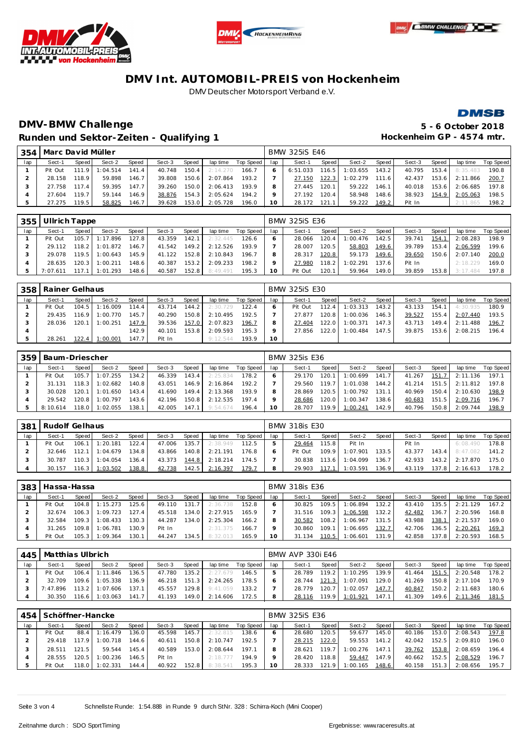# DMV Int. AUTOMOBIL-PREIS von Hockenheim

DMV Deutscher Motorsport Verband e.V.

## DMV-BMW Challenge

**Runden und Sektor-Zeiten - Qualifying 1**

**5 - 6 October 2018**

**Hockenheim GP - 4574 mtr.**

### 354 Marc David Müller — BMW 325iS E46

| lap | Sect-1 | Speed | Sect-2 | Speed | Sect-3 | Speed | lap time | Top Speed | lap | Sect-1 | Speed | Sect-2 | Speed | Sect-3 | Speed | lap time | Top Speed |
|---|---|---|---|---|---|---|---|---|---|---|---|---|---|---|---|---|---|
| 1 | Pit Out | 111.9 | 1:04.514 | 141.4 | 40.748 | 150.4 | 2:14.270 | 166.7 | 6 | 6:51.033 | 116.5 | 1:03.655 | 143.2 | 40.795 | 153.4 | 8:35.483 | 190.8 |
| 2 | 28.158 | 118.9 | 59.898 | 146.7 | 39.808 | 150.6 | 2:07.864 | 193.2 | 7 | 27.150 | 122.3 | 1:02.279 | 111.6 | 42.437 | 153.6 | 2:11.866 | 200.7 |
| 3 | 27.758 | 117.4 | 59.395 | 147.7 | 39.260 | 150.0 | 2:06.413 | 193.9 | 8 | 27.445 | 120.1 | 59.222 | 146.1 | 40.018 | 153.6 | 2:06.685 | 197.8 |
| 4 | 27.604 | 119.7 | 59.144 | 146.9 | 38.876 | 154.3 | 2:05.624 | 194.2 | 9 | 27.192 | 120.4 | 58.948 | 148.6 | 38.923 | 154.9 | 2:05.063 | 198.5 |
| 5 | 27.275 | 119.5 | 58.825 | 146.7 | 39.628 | 153.0 | 2:05.728 | 196.0 | 10 | 28.172 | 121.1 | 59.222 | 149.2 | Pit In | | 2:11.865 | 198.2 |

### 355 Ullrich Tappe — BMW 325iS E36

| lap | Sect-1 | Speed | Sect-2 | Speed | Sect-3 | Speed | lap time | Top Speed | lap | Sect-1 | Speed | Sect-2 | Speed | Sect-3 | Speed | lap time | Top Speed |
|---|---|---|---|---|---|---|---|---|---|---|---|---|---|---|---|---|---|
| 1 | Pit Out | 105.7 | 1:17.896 | 127.8 | 43.359 | 142.1 | 2:32.445 | 126.6 | 6 | 28.066 | 120.4 | 1:00.476 | 142.5 | 39.741 | 154.1 | 2:08.283 | 198.9 |
| 2 | 29.112 | 118.2 | 1:01.872 | 146.7 | 41.542 | 149.2 | 2:12.526 | 193.9 | 7 | 28.007 | 120.5 | 58.803 | 149.6 | 39.789 | 153.4 | 2:06.599 | 199.6 |
| 3 | 29.078 | 119.5 | 1:00.643 | 145.9 | 41.122 | 152.8 | 2:10.843 | 196.7 | 8 | 28.317 | 120.8 | 59.173 | 149.6 | 39.650 | 150.6 | 2:07.140 | 200.0 |
| 4 | 28.635 | 120.3 | 1:00.211 | 148.6 | 40.387 | 153.2 | 2:09.233 | 198.2 | 9 | 27.980 | 118.2 | 1:02.291 | 137.6 | Pit In | | 2:18.229 | 169.0 |
| 5 | 7:07.611 | 117.1 | 1:01.293 | 148.6 | 40.587 | 152.8 | 8:49.491 | 195.3 | 10 | Pit Out | 120.1 | 59.964 | 149.0 | 39.859 | 153.8 | 3:17.484 | 197.8 |

### 358 Rainer Gelhaus — BMW 325iS E30

| lap | Sect-1 | Speed | Sect-2 | Speed | Sect-3 | Speed | lap time | Top Speed | lap | Sect-1 | Speed | Sect-2 | Speed | Sect-3 | Speed | lap time | Top Speed |
|---|---|---|---|---|---|---|---|---|---|---|---|---|---|---|---|---|---|
| 1 | Pit Out | 104.5 | 1:16.009 | 114.4 | 43.714 | 144.2 | 2:30.729 | 122.4 | 6 | Pit Out | 112.4 | 1:03.313 | 143.2 | 43.133 | 154.1 | 4:30.935 | 180.9 |
| 2 | 29.435 | 116.9 | 1:00.770 | 145.7 | 40.290 | 150.8 | 2:10.495 | 192.5 | 7 | 27.877 | 120.8 | 1:00.036 | 146.3 | 39.527 | 155.4 | 2:07.440 | 193.5 |
| 3 | 28.036 | 120.1 | 1:00.251 | 147.9 | 39.536 | 157.0 | 2:07.823 | 196.7 | 8 | 27.404 | 122.0 | 1:00.371 | 147.3 | 43.713 | 149.4 | 2:11.488 | 196.7 |
| 4 | | | | 142.9 | 40.101 | 153.8 | 2:09.593 | 195.3 | 9 | 27.856 | 122.0 | 1:00.484 | 147.5 | 39.875 | 153.6 | 2:08.215 | 196.4 |
| 5 | 28.261 | 122.4 | 1:00.001 | 147.7 | Pit In | | 9:12.544 | 193.9 | 10 | | | | | | | | |

### 359 Baum-Driescher — BMW 325iS E36

| lap | Sect-1 | Speed | Sect-2 | Speed | Sect-3 | Speed | lap time | Top Speed | lap | Sect-1 | Speed | Sect-2 | Speed | Sect-3 | Speed | lap time | Top Speed |
|---|---|---|---|---|---|---|---|---|---|---|---|---|---|---|---|---|---|
| 1 | Pit Out | 105.7 | 1:07.255 | 134.2 | 46.339 | 143.4 | 2:25.834 | 178.2 | 6 | 29.170 | 120.1 | 1:00.699 | 141.7 | 41.267 | 151.7 | 2:11.136 | 197.1 |
| 2 | 31.131 | 118.3 | 1:02.682 | 140.8 | 43.051 | 146.9 | 2:16.864 | 192.2 | 7 | 29.560 | 119.7 | 1:01.038 | 144.2 | 41.214 | 151.5 | 2:11.812 | 197.8 |
| 3 | 30.028 | 120.1 | 1:01.650 | 143.4 | 41.690 | 149.4 | 2:13.368 | 193.9 | 8 | 28.869 | 120.5 | 1:00.792 | 131.1 | 40.969 | 150.4 | 2:10.630 | 198.9 |
| 4 | 29.542 | 120.8 | 1:00.797 | 143.6 | 42.196 | 150.8 | 2:12.535 | 197.4 | 9 | 28.686 | 120.0 | 1:00.347 | 138.6 | 40.683 | 151.5 | 2:09.716 | 196.7 |
| 5 | 8:10.614 | 118.0 | 1:02.055 | 138.1 | 42.005 | 147.1 | 9:54.674 | 196.4 | 10 | 28.707 | 119.9 | 1:00.241 | 142.9 | 40.796 | 150.8 | 2:09.744 | 198.9 |

### 381 Rudolf Gelhaus — BMW 318is E30

| lap | Sect-1 | Speed | Sect-2 | Speed | Sect-3 | Speed | lap time | Top Speed | lap | Sect-1 | Speed | Sect-2 | Speed | Sect-3 | Speed | lap time | Top Speed |
|---|---|---|---|---|---|---|---|---|---|---|---|---|---|---|---|---|---|
| 1 | Pit Out | 106.1 | 1:20.181 | 122.4 | 47.006 | 135.7 | 2:38.949 | 112.5 | 5 | 29.464 | 115.8 | Pit In | | Pit In | | 6:08.490 | 178.8 |
| 2 | 32.646 | 112.1 | 1:04.679 | 134.8 | 43.866 | 140.8 | 2:21.191 | 176.8 | 6 | Pit Out | 109.9 | 1:07.901 | 133.5 | 43.377 | 143.4 | 8:47.082 | 141.2 |
| 3 | 30.787 | 110.3 | 1:04.054 | 136.4 | 43.373 | 144.8 | 2:18.214 | 174.5 | 7 | 30.838 | 113.6 | 1:04.099 | 136.7 | 42.933 | 143.2 | 2:17.870 | 175.0 |
| 4 | 30.157 | 116.3 | 1:03.502 | 138.8 | 42.738 | 142.5 | 2:16.397 | 179.7 | 8 | 29.903 | 117.1 | 1:03.591 | 136.9 | 43.119 | 137.8 | 2:16.613 | 178.2 |

### 383 Hassa-Hassa — BMW 318is E36

| lap | Sect-1 | Speed | Sect-2 | Speed | Sect-3 | Speed | lap time | Top Speed | lap | Sect-1 | Speed | Sect-2 | Speed | Sect-3 | Speed | lap time | Top Speed |
|---|---|---|---|---|---|---|---|---|---|---|---|---|---|---|---|---|---|
| 1 | Pit Out | 104.8 | 1:15.273 | 125.6 | 49.110 | 131.7 | 2:36.738 | 152.8 | 6 | 30.825 | 109.5 | 1:06.894 | 132.2 | 43.410 | 135.5 | 2:21.129 | 167.2 |
| 2 | 32.674 | 106.3 | 1:09.723 | 127.4 | 45.518 | 134.0 | 2:27.915 | 165.9 | 7 | 31.516 | 109.3 | 1:06.598 | 132.2 | 42.482 | 136.7 | 2:20.596 | 168.8 |
| 3 | 32.584 | 109.3 | 1:08.433 | 130.3 | 44.287 | 134.0 | 2:25.304 | 166.2 | 8 | 30.582 | 108.2 | 1:06.967 | 131.5 | 43.988 | 138.1 | 2:21.537 | 169.0 |
| 4 | 31.265 | 109.8 | 1:06.781 | 130.9 | Pit In | | 2:31.375 | 166.7 | 9 | 30.860 | 109.1 | 1:06.695 | 132.7 | 42.706 | 136.5 | 2:20.261 | 169.3 |
| 5 | Pit Out | 105.3 | 1:09.364 | 130.1 | 44.247 | 134.5 | 8:32.013 | 165.9 | 10 | 31.134 | 110.5 | 1:06.601 | 131.9 | 42.858 | 137.8 | 2:20.593 | 168.5 |

### 445 Matthias Ulbrich — BMW AVP 330i E46

| lap | Sect-1 | Speed | Sect-2 | Speed | Sect-3 | Speed | lap time | Top Speed | lap | Sect-1 | Speed | Sect-2 | Speed | Sect-3 | Speed | lap time | Top Speed |
|---|---|---|---|---|---|---|---|---|---|---|---|---|---|---|---|---|---|
| 1 | Pit Out | 106.4 | 1:11.846 | 136.5 | 47.780 | 135.2 | 2:27.679 | 146.5 | 5 | 28.789 | 119.2 | 1:10.295 | 139.9 | 41.464 | 151.5 | 2:20.548 | 178.2 |
| 2 | 32.709 | 109.6 | 1:05.338 | 136.9 | 46.218 | 151.3 | 2:24.265 | 178.5 | 6 | 28.744 | 121.3 | 1:07.091 | 129.0 | 41.269 | 150.8 | 2:17.104 | 170.9 |
| 3 | 7:47.896 | 113.2 | 1:07.606 | 137.1 | 45.557 | 129.8 | 9:41.059 | 133.2 | 7 | 28.779 | 120.7 | 1:02.057 | 147.7 | 40.847 | 150.2 | 2:11.683 | 180.6 |
| 4 | 30.350 | 116.6 | 1:03.063 | 141.7 | 41.193 | 149.0 | 2:14.606 | 172.5 | 8 | 28.116 | 119.9 | 1:01.921 | 147.1 | 41.309 | 149.6 | 2:11.346 | 181.5 |

### 454 Schöffner-Hancke — BMW 325iS E36

| lap | Sect-1 | Speed | Sect-2 | Speed | Sect-3 | Speed | lap time | Top Speed | lap | Sect-1 | Speed | Sect-2 | Speed | Sect-3 | Speed | lap time | Top Speed |
|---|---|---|---|---|---|---|---|---|---|---|---|---|---|---|---|---|---|
| 1 | Pit Out | 88.4 | 1:16.479 | 136.0 | 45.598 | 145.7 | 2:32.815 | 138.6 | 6 | 28.680 | 120.5 | 59.677 | 145.0 | 40.186 | 153.0 | 2:08.543 | 197.8 |
| 2 | 29.418 | 117.9 | 1:00.718 | 144.6 | 40.611 | 150.8 | 2:10.747 | 192.5 | 7 | 28.215 | 122.0 | 59.553 | 141.2 | 42.042 | 152.5 | 2:09.810 | 196.0 |
| 3 | 28.511 | 121.5 | 59.544 | 145.4 | 40.589 | 153.0 | 2:08.644 | 197.1 | 8 | 28.621 | 119.7 | 1:00.276 | 147.1 | 39.762 | 153.8 | 2:08.659 | 196.4 |
| 4 | 28.555 | 120.5 | 1:00.236 | 146.5 | Pit In | | 2:18.777 | 194.9 | 9 | 28.420 | 118.8 | 59.447 | 147.9 | 40.662 | 152.5 | 2:08.529 | 196.7 |
| 5 | Pit Out | 118.0 | 1:02.331 | 144.4 | 40.922 | 152.8 | 8:38.541 | 195.3 | 10 | 28.333 | 121.9 | 1:00.165 | 148.6 | 40.158 | 151.3 | 2:08.656 | 195.7 |

Schnellste Runde: 1:54.888 in Runde 9 durch StNr. 328 : Schirra-Koch (Mini Cooper)

Zeitnahme durch : SDO SportTiming

Ergebnisse: www.raceresults.at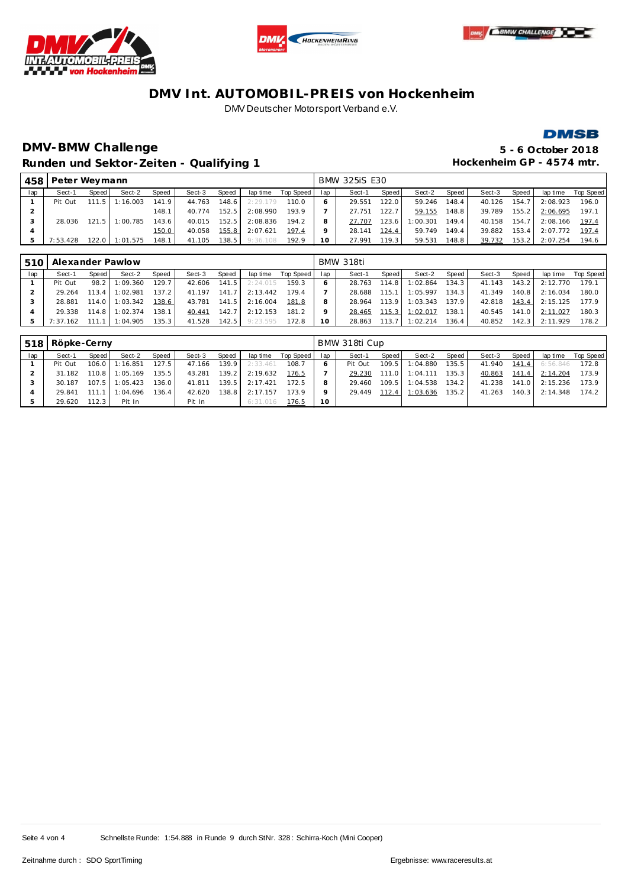# DMV Int. AUTOMOBIL-PREIS von Hockenheim

DMV Deutscher Motorsport Verband e.V.

## DMV-BMW Challenge

**5 - 6 October 2018**

### Runden und Sektor-Zeiten - Qualifying 1

**Hockenheim GP - 4574 mtr.**

| 458 | Peter Weymann | | | | | | | | BMW 325iS E30 | | | | | | | | |
|---|---|---|---|---|---|---|---|---|---|---|---|---|---|---|---|---|---|
| lap | Sect-1 | Speed | Sect-2 | Speed | Sect-3 | Speed | lap time | Top Speed | lap | Sect-1 | Speed | Sect-2 | Speed | Sect-3 | Speed | lap time | Top Speed |
| 1 | Pit Out | 111.5 | 1:16.003 | 141.9 | 44.763 | 148.6 | 2:29.179 | 110.0 | 6 | 29.551 | 122.0 | 59.246 | 148.4 | 40.126 | 154.7 | 2:08.923 | 196.0 |
| 2 | | | | 148.1 | 40.774 | 152.5 | 2:08.990 | 193.9 | 7 | 27.751 | 122.7 | 59.155 | 148.8 | 39.789 | 155.2 | 2:06.695 | 197.1 |
| 3 | 28.036 | 121.5 | 1:00.785 | 143.6 | 40.015 | 152.5 | 2:08.836 | 194.2 | 8 | 27.707 | 123.6 | 1:00.301 | 149.4 | 40.158 | 154.7 | 2:08.166 | 197.4 |
| 4 | | | | 150.0 | 40.058 | 155.8 | 2:07.621 | 197.4 | 9 | 28.141 | 124.4 | 59.749 | 149.4 | 39.882 | 153.4 | 2:07.772 | 197.4 |
| 5 | 7:53.428 | 122.0 | 1:01.575 | 148.1 | 41.105 | 138.5 | 9:36.108 | 192.9 | 10 | 27.991 | 119.3 | 59.531 | 148.8 | 39.732 | 153.2 | 2:07.254 | 194.6 |

| 510 | Alexander Pawlow | | | | | | | | BMW 318ti | | | | | | | | |
|---|---|---|---|---|---|---|---|---|---|---|---|---|---|---|---|---|---|
| lap | Sect-1 | Speed | Sect-2 | Speed | Sect-3 | Speed | lap time | Top Speed | lap | Sect-1 | Speed | Sect-2 | Speed | Sect-3 | Speed | lap time | Top Speed |
| 1 | Pit Out | 98.2 | 1:09.360 | 129.7 | 42.606 | 141.5 | 2:24.015 | 159.3 | 6 | 28.763 | 114.8 | 1:02.864 | 134.3 | 41.143 | 143.2 | 2:12.770 | 179.1 |
| 2 | 29.264 | 113.4 | 1:02.981 | 137.2 | 41.197 | 141.7 | 2:13.442 | 179.4 | 7 | 28.688 | 115.1 | 1:05.997 | 134.3 | 41.349 | 140.8 | 2:16.034 | 180.0 |
| 3 | 28.881 | 114.0 | 1:03.342 | 138.6 | 43.781 | 141.5 | 2:16.004 | 181.8 | 8 | 28.964 | 113.9 | 1:03.343 | 137.9 | 42.818 | 143.4 | 2:15.125 | 177.9 |
| 4 | 29.338 | 114.8 | 1:02.374 | 138.1 | 40.441 | 142.7 | 2:12.153 | 181.2 | 9 | 28.465 | 115.3 | 1:02.017 | 138.1 | 40.545 | 141.0 | 2:11.027 | 180.3 |
| 5 | 7:37.162 | 111.1 | 1:04.905 | 135.3 | 41.528 | 142.5 | 9:23.595 | 172.8 | 10 | 28.863 | 113.7 | 1:02.214 | 136.4 | 40.852 | 142.3 | 2:11.929 | 178.2 |

| 518 | Röpke-Cerny | | | | | | | | BMW 318ti Cup | | | | | | | | |
|---|---|---|---|---|---|---|---|---|---|---|---|---|---|---|---|---|---|
| lap | Sect-1 | Speed | Sect-2 | Speed | Sect-3 | Speed | lap time | Top Speed | lap | Sect-1 | Speed | Sect-2 | Speed | Sect-3 | Speed | lap time | Top Speed |
| 1 | Pit Out | 106.0 | 1:16.851 | 127.5 | 47.166 | 139.9 | 2:33.461 | 108.7 | 6 | Pit Out | 109.5 | 1:04.880 | 135.5 | 41.940 | 141.4 | 6:56.846 | 172.8 |
| 2 | 31.182 | 110.8 | 1:05.169 | 135.5 | 43.281 | 139.2 | 2:19.632 | 176.5 | 7 | 29.230 | 111.0 | 1:04.111 | 135.3 | 40.863 | 141.4 | 2:14.204 | 173.9 |
| 3 | 30.187 | 107.5 | 1:05.423 | 136.0 | 41.811 | 139.5 | 2:17.421 | 172.5 | 8 | 29.460 | 109.5 | 1:04.538 | 134.2 | 41.238 | 141.0 | 2:15.236 | 173.9 |
| 4 | 29.841 | 111.1 | 1:04.696 | 136.4 | 42.620 | 138.8 | 2:17.157 | 173.9 | 9 | 29.449 | 112.4 | 1:03.636 | 135.2 | 41.263 | 140.3 | 2:14.348 | 174.2 |
| 5 | 29.620 | 112.3 | Pit In | | Pit In | | 6:31.016 | 176.5 | 10 | | | | | | | | |

Schnellste Runde: 1:54.888 in Runde 9 durch StNr. 328 : Schirra-Koch (Mini Cooper)

Zeitnahme durch : SDO SportTiming

Ergebnisse: www.raceresults.at